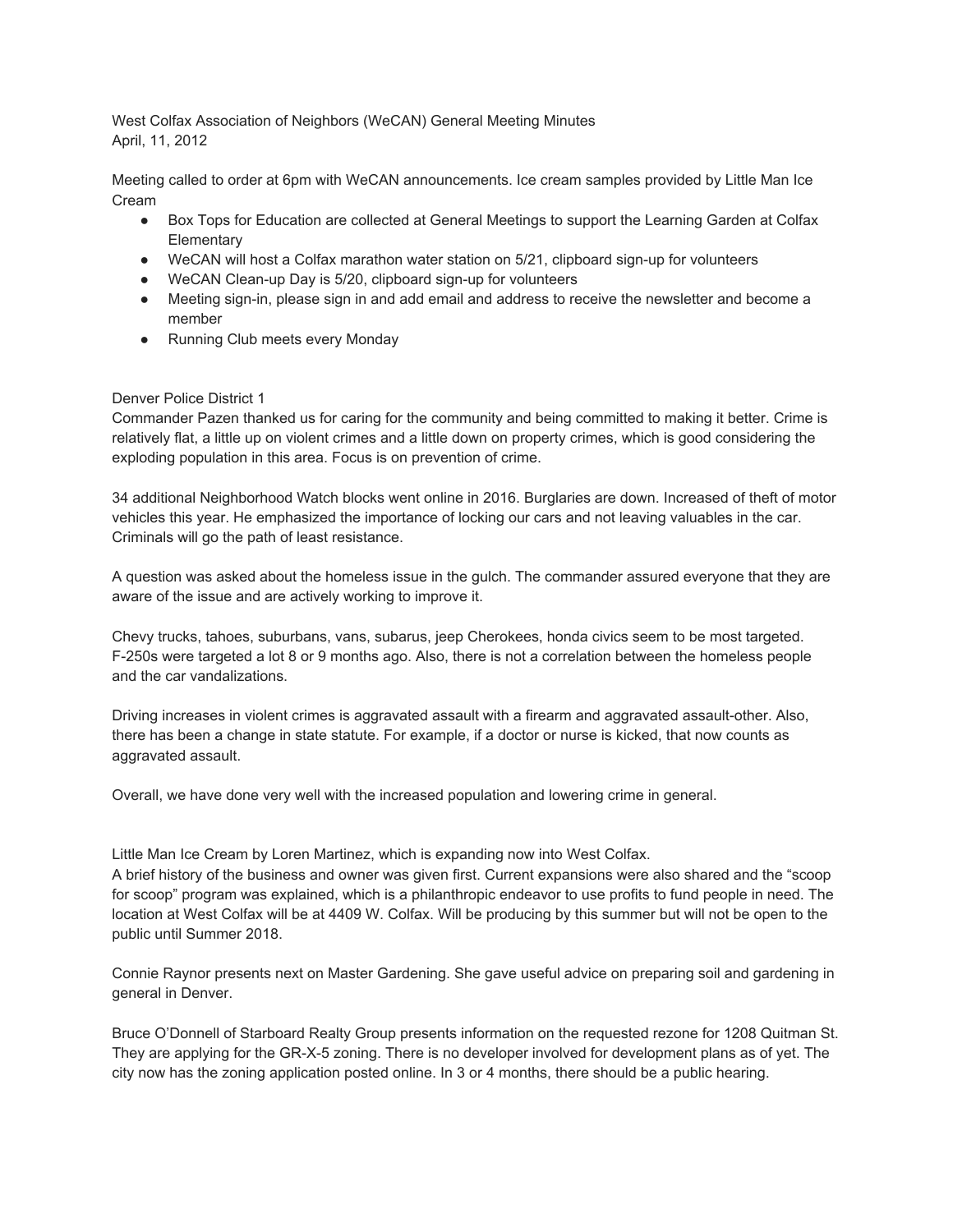West Colfax Association of Neighbors (WeCAN) General Meeting Minutes
April, 11, 2012

Meeting called to order at 6pm with WeCAN announcements. Ice cream samples provided by Little Man Ice Cream

- Box Tops for Education are collected at General Meetings to support the Learning Garden at Colfax Elementary
- WeCAN will host a Colfax marathon water station on 5/21, clipboard sign-up for volunteers
- WeCAN Clean-up Day is 5/20, clipboard sign-up for volunteers
- Meeting sign-in, please sign in and add email and address to receive the newsletter and become a member
- Running Club meets every Monday

Denver Police District 1
Commander Pazen thanked us for caring for the community and being committed to making it better. Crime is relatively flat, a little up on violent crimes and a little down on property crimes, which is good considering the exploding population in this area. Focus is on prevention of crime.

34 additional Neighborhood Watch blocks went online in 2016. Burglaries are down. Increased of theft of motor vehicles this year. He emphasized the importance of locking our cars and not leaving valuables in the car. Criminals will go the path of least resistance.

A question was asked about the homeless issue in the gulch. The commander assured everyone that they are aware of the issue and are actively working to improve it.

Chevy trucks, tahoes, suburbans, vans, subarus, jeep Cherokees, honda civics seem to be most targeted. F-250s were targeted a lot 8 or 9 months ago. Also, there is not a correlation between the homeless people and the car vandalizations.

Driving increases in violent crimes is aggravated assault with a firearm and aggravated assault-other. Also, there has been a change in state statute. For example, if a doctor or nurse is kicked, that now counts as aggravated assault.

Overall, we have done very well with the increased population and lowering crime in general.

Little Man Ice Cream by Loren Martinez, which is expanding now into West Colfax.
A brief history of the business and owner was given first. Current expansions were also shared and the "scoop for scoop" program was explained, which is a philanthropic endeavor to use profits to fund people in need. The location at West Colfax will be at 4409 W. Colfax. Will be producing by this summer but will not be open to the public until Summer 2018.

Connie Raynor presents next on Master Gardening. She gave useful advice on preparing soil and gardening in general in Denver.

Bruce O'Donnell of Starboard Realty Group presents information on the requested rezone for 1208 Quitman St. They are applying for the GR-X-5 zoning. There is no developer involved for development plans as of yet. The city now has the zoning application posted online. In 3 or 4 months, there should be a public hearing.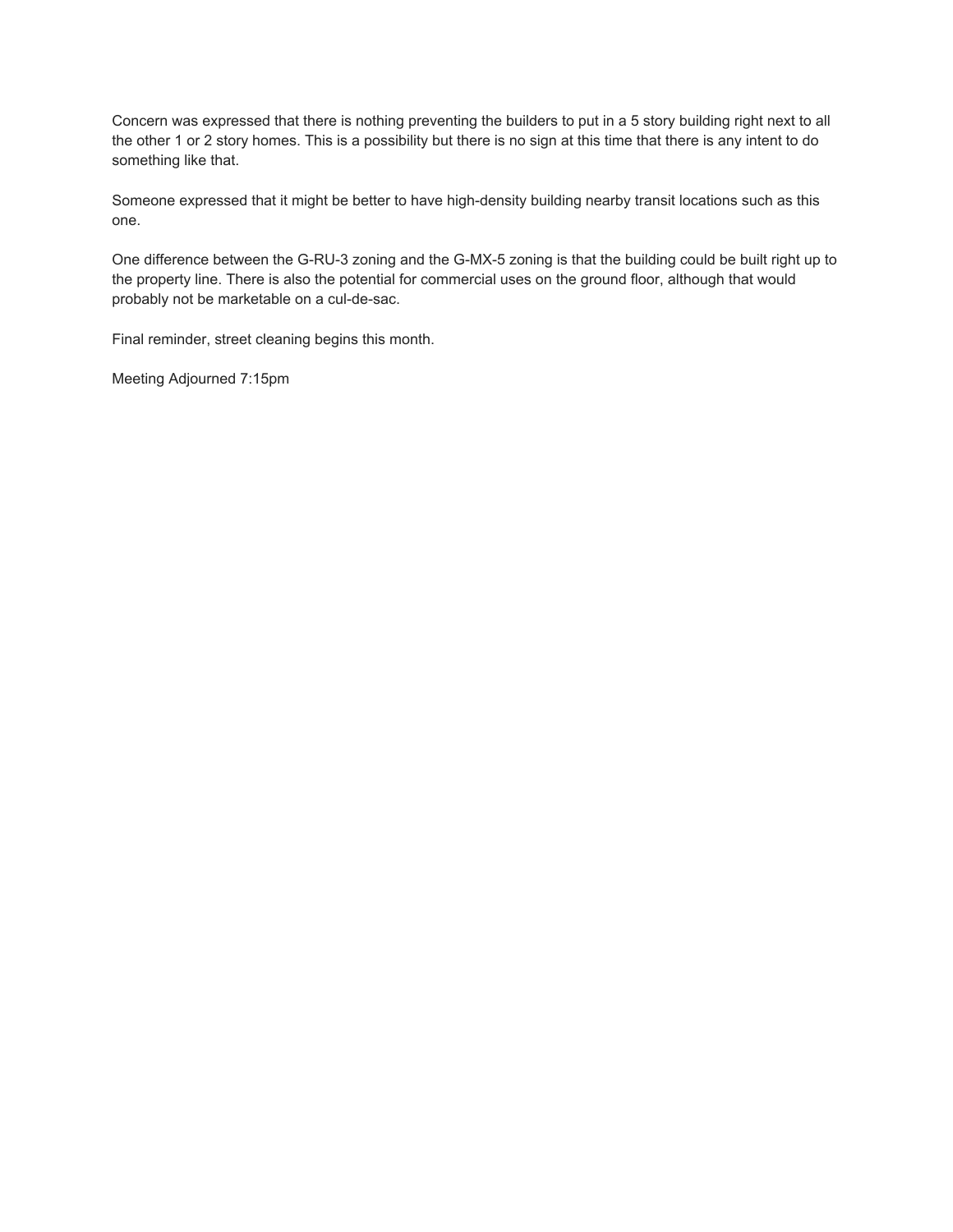Concern was expressed that there is nothing preventing the builders to put in a 5 story building right next to all the other 1 or 2 story homes. This is a possibility but there is no sign at this time that there is any intent to do something like that.

Someone expressed that it might be better to have high-density building nearby transit locations such as this one.

One difference between the G-RU-3 zoning and the G-MX-5 zoning is that the building could be built right up to the property line. There is also the potential for commercial uses on the ground floor, although that would probably not be marketable on a cul-de-sac.

Final reminder, street cleaning begins this month.

Meeting Adjourned 7:15pm